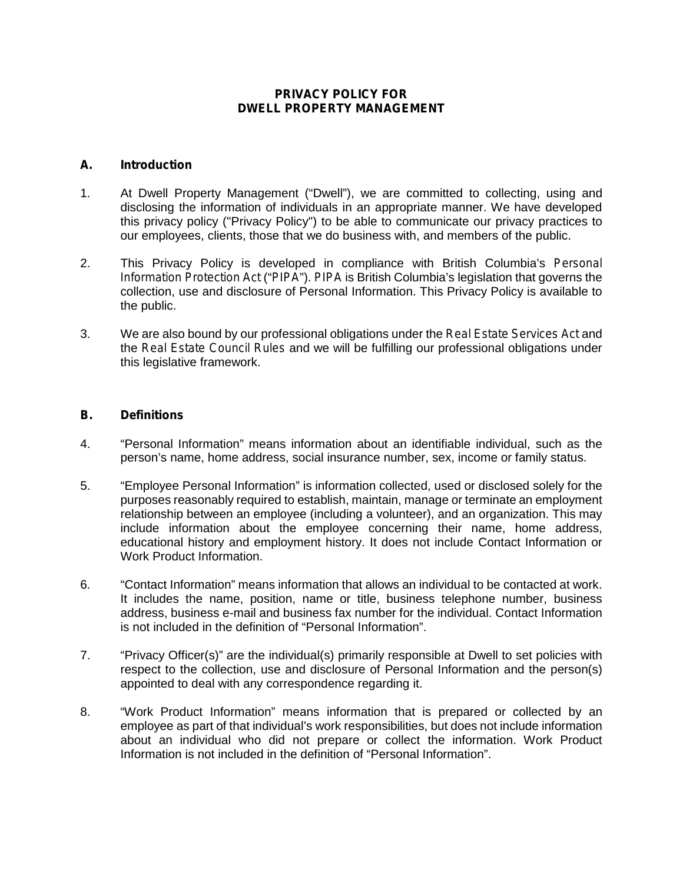# PRIVACY POLICY FOR DWELL PROPERTY MANAGEMENT

## A. Introduction

1. At Dwell Property Management ("Dwell"), we are committed to collecting, using and disclosing the information of individuals in an appropriate manner. We have developed this privacy policy ("Privacy Policy") to be able to communicate our privacy practices to our employees, clients, those that we do business with, and members of the public.

2. This Privacy Policy is developed in compliance with British Columbia's *Personal Information Protection Act* ("*PIPA*"). *PIPA* is British Columbia's legislation that governs the collection, use and disclosure of Personal Information. This Privacy Policy is available to the public.

3. We are also bound by our professional obligations under the *Real Estate Services Act* and the *Real Estate Council Rules* and we will be fulfilling our professional obligations under this legislative framework.

## B. Definitions

4. "Personal Information" means information about an identifiable individual, such as the person's name, home address, social insurance number, sex, income or family status.

5. "Employee Personal Information" is information collected, used or disclosed solely for the purposes reasonably required to establish, maintain, manage or terminate an employment relationship between an employee (including a volunteer), and an organization. This may include information about the employee concerning their name, home address, educational history and employment history. It does not include Contact Information or Work Product Information.

6. "Contact Information" means information that allows an individual to be contacted at work. It includes the name, position, name or title, business telephone number, business address, business e-mail and business fax number for the individual. Contact Information is not included in the definition of "Personal Information".

7. "Privacy Officer(s)" are the individual(s) primarily responsible at Dwell to set policies with respect to the collection, use and disclosure of Personal Information and the person(s) appointed to deal with any correspondence regarding it.

8. "Work Product Information" means information that is prepared or collected by an employee as part of that individual's work responsibilities, but does not include information about an individual who did not prepare or collect the information. Work Product Information is not included in the definition of "Personal Information".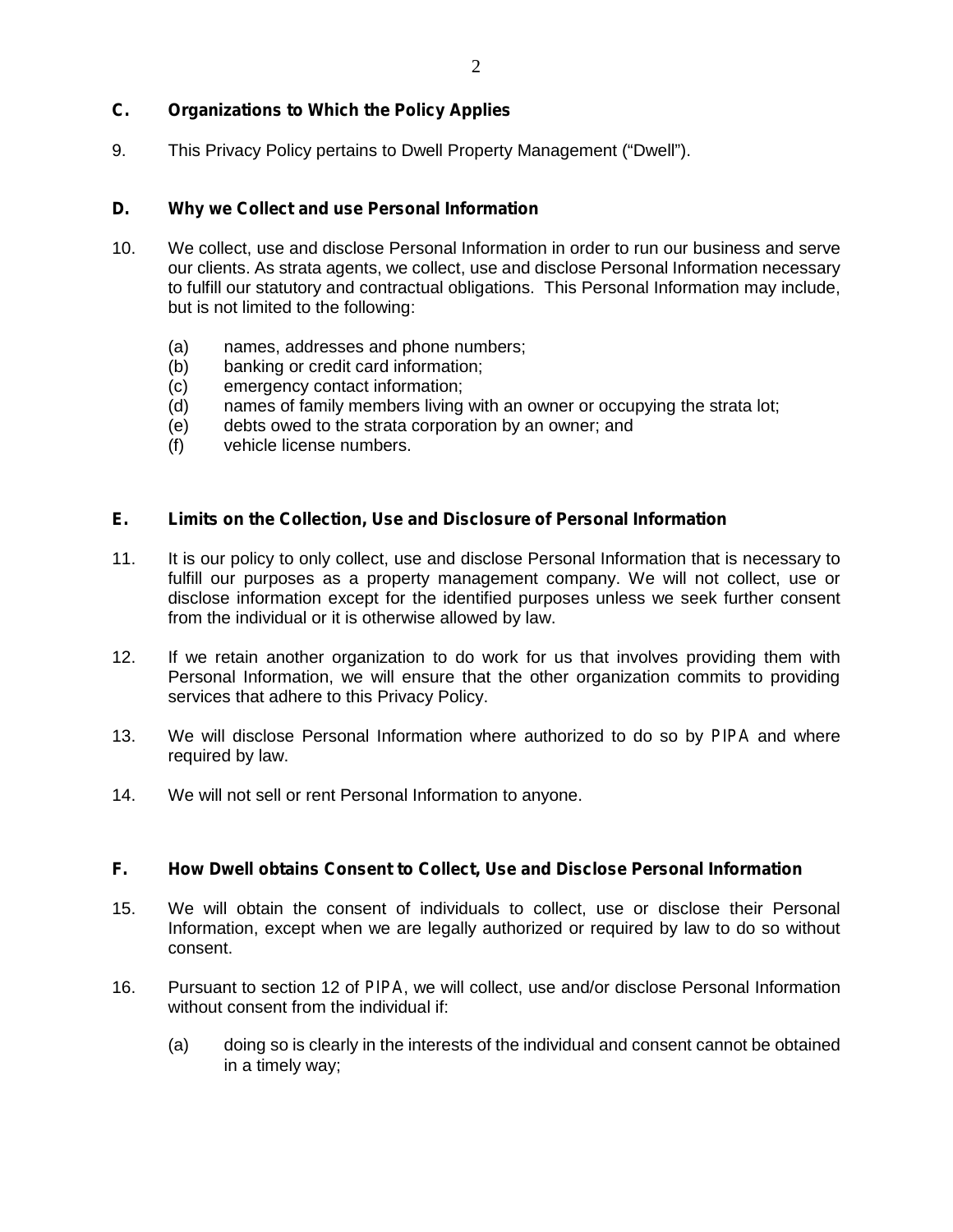## C. Organizations to Which the Policy Applies

9. This Privacy Policy pertains to Dwell Property Management ("Dwell").

## D. Why we Collect and use Personal Information

10. We collect, use and disclose Personal Information in order to run our business and serve our clients. As strata agents, we collect, use and disclose Personal Information necessary to fulfill our statutory and contractual obligations. This Personal Information may include, but is not limited to the following:

    (a) names, addresses and phone numbers;
    (b) banking or credit card information;
    (c) emergency contact information;
    (d) names of family members living with an owner or occupying the strata lot;
    (e) debts owed to the strata corporation by an owner; and
    (f) vehicle license numbers.

## E. Limits on the Collection, Use and Disclosure of Personal Information

11. It is our policy to only collect, use and disclose Personal Information that is necessary to fulfill our purposes as a property management company. We will not collect, use or disclose information except for the identified purposes unless we seek further consent from the individual or it is otherwise allowed by law.

12. If we retain another organization to do work for us that involves providing them with Personal Information, we will ensure that the other organization commits to providing services that adhere to this Privacy Policy.

13. We will disclose Personal Information where authorized to do so by PIPA and where required by law.

14. We will not sell or rent Personal Information to anyone.

## F. How Dwell obtains Consent to Collect, Use and Disclose Personal Information

15. We will obtain the consent of individuals to collect, use or disclose their Personal Information, except when we are legally authorized or required by law to do so without consent.

16. Pursuant to section 12 of PIPA, we will collect, use and/or disclose Personal Information without consent from the individual if:

    (a) doing so is clearly in the interests of the individual and consent cannot be obtained in a timely way;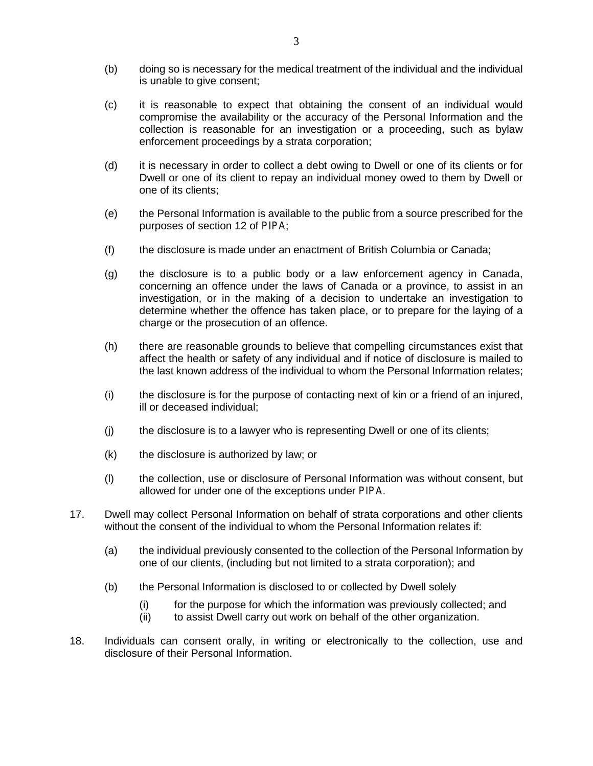(b) doing so is necessary for the medical treatment of the individual and the individual is unable to give consent;

(c) it is reasonable to expect that obtaining the consent of an individual would compromise the availability or the accuracy of the Personal Information and the collection is reasonable for an investigation or a proceeding, such as bylaw enforcement proceedings by a strata corporation;

(d) it is necessary in order to collect a debt owing to Dwell or one of its clients or for Dwell or one of its client to repay an individual money owed to them by Dwell or one of its clients;

(e) the Personal Information is available to the public from a source prescribed for the purposes of section 12 of PIPA;

(f) the disclosure is made under an enactment of British Columbia or Canada;

(g) the disclosure is to a public body or a law enforcement agency in Canada, concerning an offence under the laws of Canada or a province, to assist in an investigation, or in the making of a decision to undertake an investigation to determine whether the offence has taken place, or to prepare for the laying of a charge or the prosecution of an offence.

(h) there are reasonable grounds to believe that compelling circumstances exist that affect the health or safety of any individual and if notice of disclosure is mailed to the last known address of the individual to whom the Personal Information relates;

(i) the disclosure is for the purpose of contacting next of kin or a friend of an injured, ill or deceased individual;

(j) the disclosure is to a lawyer who is representing Dwell or one of its clients;

(k) the disclosure is authorized by law; or

(l) the collection, use or disclosure of Personal Information was without consent, but allowed for under one of the exceptions under PIPA.

17. Dwell may collect Personal Information on behalf of strata corporations and other clients without the consent of the individual to whom the Personal Information relates if:

(a) the individual previously consented to the collection of the Personal Information by one of our clients, (including but not limited to a strata corporation); and

(b) the Personal Information is disclosed to or collected by Dwell solely

(i) for the purpose for which the information was previously collected; and
(ii) to assist Dwell carry out work on behalf of the other organization.

18. Individuals can consent orally, in writing or electronically to the collection, use and disclosure of their Personal Information.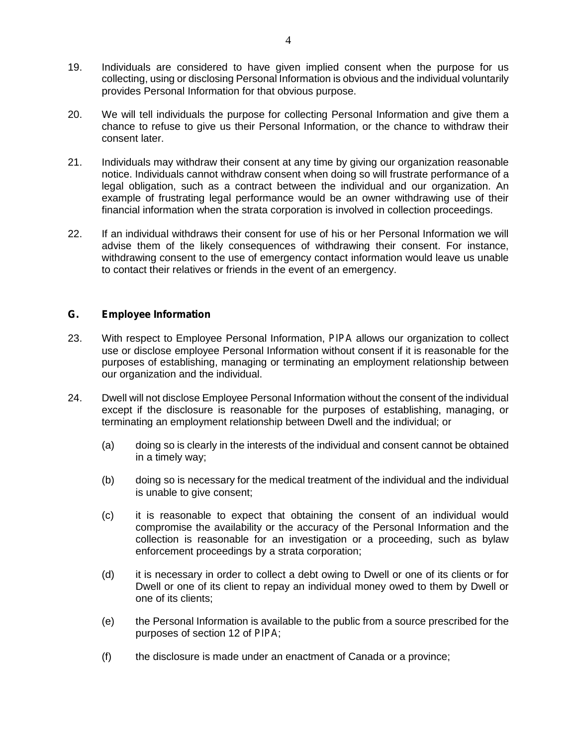19. Individuals are considered to have given implied consent when the purpose for us collecting, using or disclosing Personal Information is obvious and the individual voluntarily provides Personal Information for that obvious purpose.

20. We will tell individuals the purpose for collecting Personal Information and give them a chance to refuse to give us their Personal Information, or the chance to withdraw their consent later.

21. Individuals may withdraw their consent at any time by giving our organization reasonable notice. Individuals cannot withdraw consent when doing so will frustrate performance of a legal obligation, such as a contract between the individual and our organization. An example of frustrating legal performance would be an owner withdrawing use of their financial information when the strata corporation is involved in collection proceedings.

22. If an individual withdraws their consent for use of his or her Personal Information we will advise them of the likely consequences of withdrawing their consent. For instance, withdrawing consent to the use of emergency contact information would leave us unable to contact their relatives or friends in the event of an emergency.

## G. Employee Information

23. With respect to Employee Personal Information, *PIPA* allows our organization to collect use or disclose employee Personal Information without consent if it is reasonable for the purposes of establishing, managing or terminating an employment relationship between our organization and the individual.

24. Dwell will not disclose Employee Personal Information without the consent of the individual except if the disclosure is reasonable for the purposes of establishing, managing, or terminating an employment relationship between Dwell and the individual; or

    (a) doing so is clearly in the interests of the individual and consent cannot be obtained in a timely way;

    (b) doing so is necessary for the medical treatment of the individual and the individual is unable to give consent;

    (c) it is reasonable to expect that obtaining the consent of an individual would compromise the availability or the accuracy of the Personal Information and the collection is reasonable for an investigation or a proceeding, such as bylaw enforcement proceedings by a strata corporation;

    (d) it is necessary in order to collect a debt owing to Dwell or one of its clients or for Dwell or one of its client to repay an individual money owed to them by Dwell or one of its clients;

    (e) the Personal Information is available to the public from a source prescribed for the purposes of section 12 of *PIPA*;

    (f) the disclosure is made under an enactment of Canada or a province;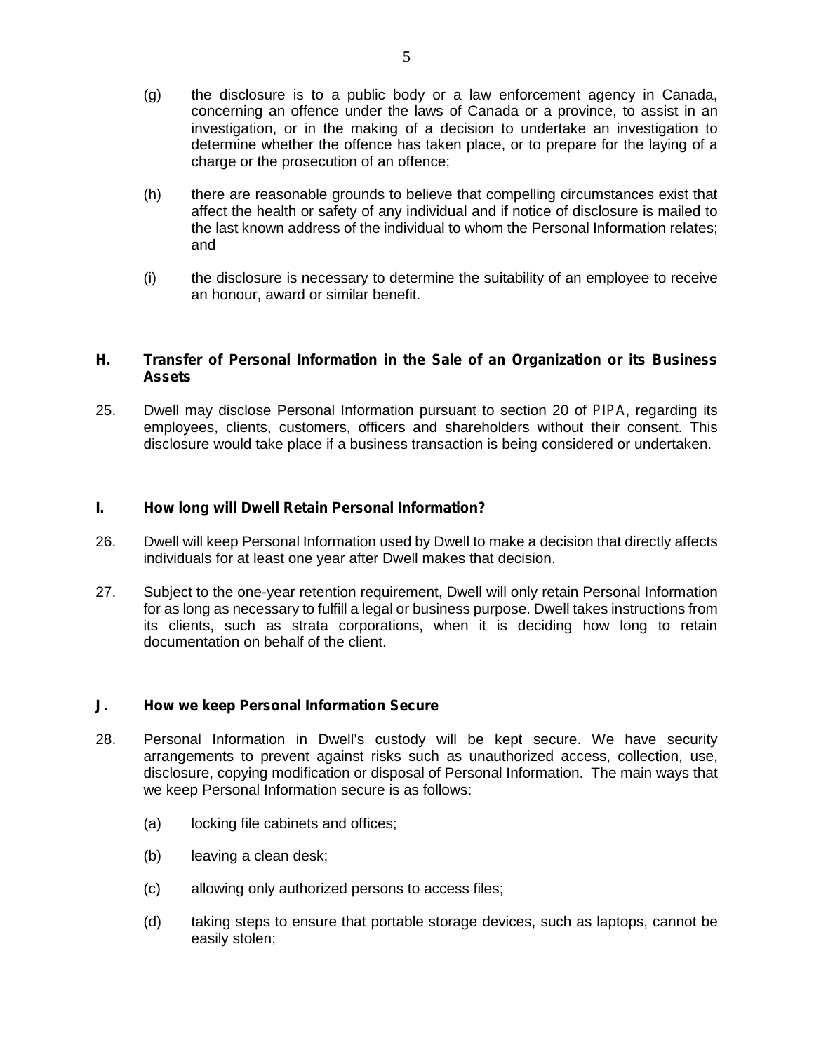(g) the disclosure is to a public body or a law enforcement agency in Canada, concerning an offence under the laws of Canada or a province, to assist in an investigation, or in the making of a decision to undertake an investigation to determine whether the offence has taken place, or to prepare for the laying of a charge or the prosecution of an offence;

(h) there are reasonable grounds to believe that compelling circumstances exist that affect the health or safety of any individual and if notice of disclosure is mailed to the last known address of the individual to whom the Personal Information relates; and

(i) the disclosure is necessary to determine the suitability of an employee to receive an honour, award or similar benefit.

## H. Transfer of Personal Information in the Sale of an Organization or its Business Assets

25. Dwell may disclose Personal Information pursuant to section 20 of *PIPA*, regarding its employees, clients, customers, officers and shareholders without their consent. This disclosure would take place if a business transaction is being considered or undertaken.

## I. How long will Dwell Retain Personal Information?

26. Dwell will keep Personal Information used by Dwell to make a decision that directly affects individuals for at least one year after Dwell makes that decision.

27. Subject to the one-year retention requirement, Dwell will only retain Personal Information for as long as necessary to fulfill a legal or business purpose. Dwell takes instructions from its clients, such as strata corporations, when it is deciding how long to retain documentation on behalf of the client.

## J. How we keep Personal Information Secure

28. Personal Information in Dwell's custody will be kept secure. We have security arrangements to prevent against risks such as unauthorized access, collection, use, disclosure, copying modification or disposal of Personal Information. The main ways that we keep Personal Information secure is as follows:

(a) locking file cabinets and offices;

(b) leaving a clean desk;

(c) allowing only authorized persons to access files;

(d) taking steps to ensure that portable storage devices, such as laptops, cannot be easily stolen;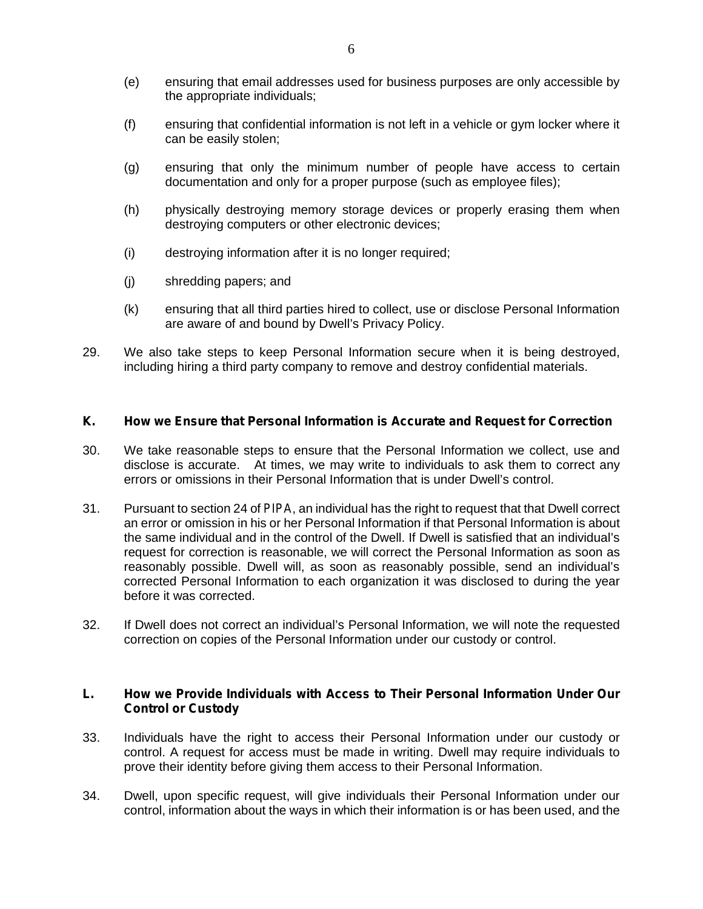(e) ensuring that email addresses used for business purposes are only accessible by the appropriate individuals;

(f) ensuring that confidential information is not left in a vehicle or gym locker where it can be easily stolen;

(g) ensuring that only the minimum number of people have access to certain documentation and only for a proper purpose (such as employee files);

(h) physically destroying memory storage devices or properly erasing them when destroying computers or other electronic devices;

(i) destroying information after it is no longer required;

(j) shredding papers; and

(k) ensuring that all third parties hired to collect, use or disclose Personal Information are aware of and bound by Dwell's Privacy Policy.

29. We also take steps to keep Personal Information secure when it is being destroyed, including hiring a third party company to remove and destroy confidential materials.

## K. How we Ensure that Personal Information is Accurate and Request for Correction

30. We take reasonable steps to ensure that the Personal Information we collect, use and disclose is accurate. At times, we may write to individuals to ask them to correct any errors or omissions in their Personal Information that is under Dwell's control.

31. Pursuant to section 24 of *PIPA*, an individual has the right to request that that Dwell correct an error or omission in his or her Personal Information if that Personal Information is about the same individual and in the control of the Dwell. If Dwell is satisfied that an individual's request for correction is reasonable, we will correct the Personal Information as soon as reasonably possible. Dwell will, as soon as reasonably possible, send an individual's corrected Personal Information to each organization it was disclosed to during the year before it was corrected.

32. If Dwell does not correct an individual's Personal Information, we will note the requested correction on copies of the Personal Information under our custody or control.

## L. How we Provide Individuals with Access to Their Personal Information Under Our Control or Custody

33. Individuals have the right to access their Personal Information under our custody or control. A request for access must be made in writing. Dwell may require individuals to prove their identity before giving them access to their Personal Information.

34. Dwell, upon specific request, will give individuals their Personal Information under our control, information about the ways in which their information is or has been used, and the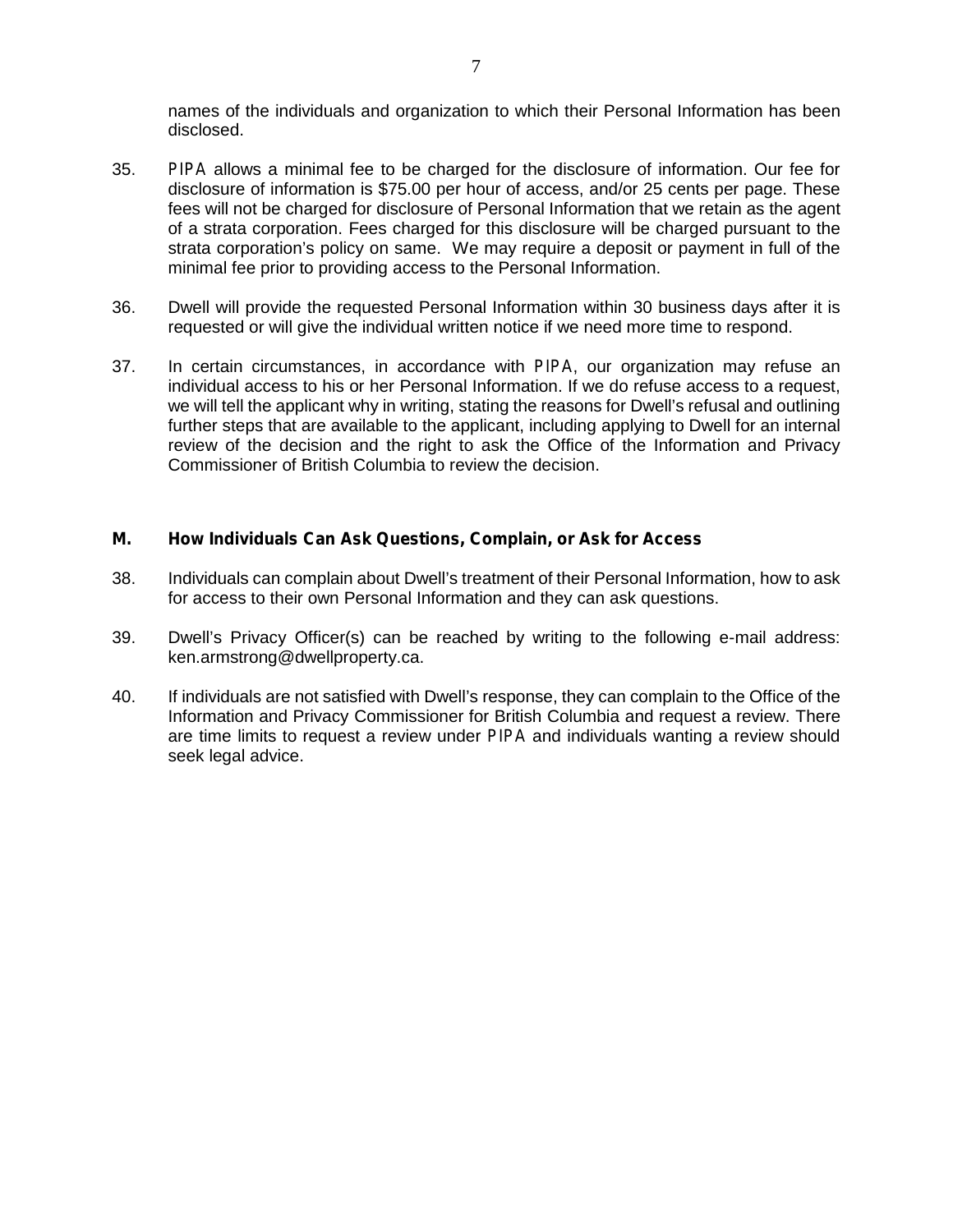names of the individuals and organization to which their Personal Information has been disclosed.

35. PIPA allows a minimal fee to be charged for the disclosure of information. Our fee for disclosure of information is $75.00 per hour of access, and/or 25 cents per page. These fees will not be charged for disclosure of Personal Information that we retain as the agent of a strata corporation. Fees charged for this disclosure will be charged pursuant to the strata corporation's policy on same. We may require a deposit or payment in full of the minimal fee prior to providing access to the Personal Information.

36. Dwell will provide the requested Personal Information within 30 business days after it is requested or will give the individual written notice if we need more time to respond.

37. In certain circumstances, in accordance with PIPA, our organization may refuse an individual access to his or her Personal Information. If we do refuse access to a request, we will tell the applicant why in writing, stating the reasons for Dwell's refusal and outlining further steps that are available to the applicant, including applying to Dwell for an internal review of the decision and the right to ask the Office of the Information and Privacy Commissioner of British Columbia to review the decision.

## M. How Individuals Can Ask Questions, Complain, or Ask for Access

38. Individuals can complain about Dwell's treatment of their Personal Information, how to ask for access to their own Personal Information and they can ask questions.

39. Dwell's Privacy Officer(s) can be reached by writing to the following e-mail address: ken.armstrong@dwellproperty.ca.

40. If individuals are not satisfied with Dwell's response, they can complain to the Office of the Information and Privacy Commissioner for British Columbia and request a review. There are time limits to request a review under PIPA and individuals wanting a review should seek legal advice.